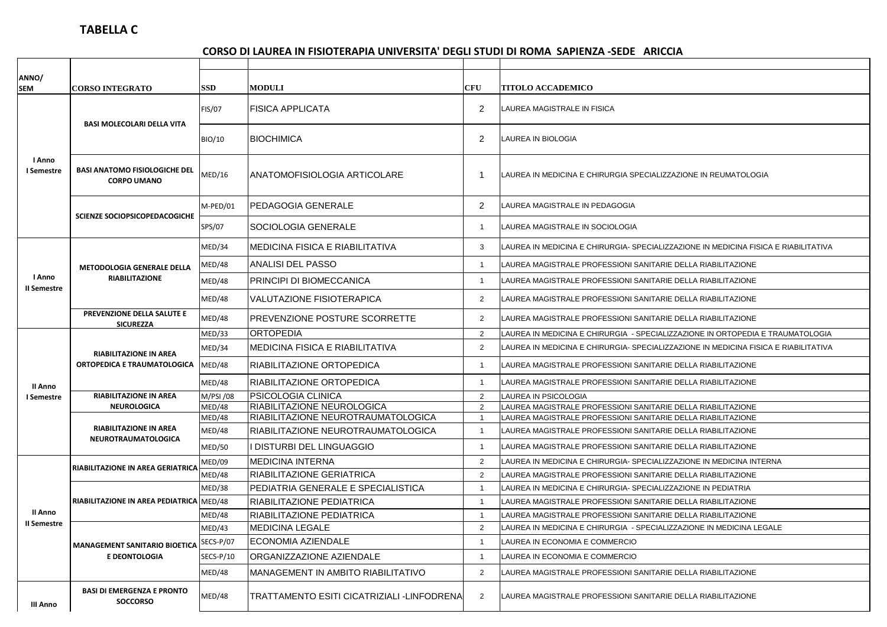**TABELLA C**

**CORSO DI LAUREA IN FISIOTERAPIA UNIVERSITA' DEGLI STUDI DI ROMA SAPIENZA -SEDE ARICCIA**

| ANNO/ SEM | CORSO INTEGRATO | SSD | MODULI | CFU | TITOLO ACCADEMICO |
|---|---|---|---|---|---|
| I Anno I Semestre | BASI MOLECOLARI DELLA VITA | FIS/07 | FISICA APPLICATA | 2 | LAUREA MAGISTRALE IN FISICA |
| | | BIO/10 | BIOCHIMICA | 2 | LAUREA IN BIOLOGIA |
| | BASI ANATOMO FISIOLOGICHE DEL CORPO UMANO | MED/16 | ANATOMOFISIOLOGIA ARTICOLARE | 1 | LAUREA IN MEDICINA E CHIRURGIA SPECIALIZZAZIONE IN REUMATOLOGIA |
| | SCIENZE SOCIOPSICOPEDACOGICHE | M-PED/01 | PEDAGOGIA GENERALE | 2 | LAUREA MAGISTRALE IN PEDAGOGIA |
| | | SPS/07 | SOCIOLOGIA GENERALE | 1 | LAUREA MAGISTRALE IN SOCIOLOGIA |
| I Anno II Semestre | METODOLOGIA GENERALE DELLA RIABILITAZIONE | MED/34 | MEDICINA FISICA E RIABILITATIVA | 3 | LAUREA IN MEDICINA E CHIRURGIA- SPECIALIZZAZIONE IN MEDICINA FISICA E RIABILITATIVA |
| | | MED/48 | ANALISI DEL PASSO | 1 | LAUREA MAGISTRALE PROFESSIONI SANITARIE DELLA RIABILITAZIONE |
| | | MED/48 | PRINCIPI DI BIOMECCANICA | 1 | LAUREA MAGISTRALE PROFESSIONI SANITARIE DELLA RIABILITAZIONE |
| | | MED/48 | VALUTAZIONE FISIOTERAPICA | 2 | LAUREA MAGISTRALE PROFESSIONI SANITARIE DELLA RIABILITAZIONE |
| | PREVENZIONE DELLA SALUTE E SICUREZZA | MED/48 | PREVENZIONE POSTURE SCORRETTE | 2 | LAUREA MAGISTRALE PROFESSIONI SANITARIE DELLA RIABILITAZIONE |
| II Anno I Semestre | RIABILITAZIONE IN AREA ORTOPEDICA E TRAUMATOLOGICA | MED/33 | ORTOPEDIA | 2 | LAUREA IN MEDICINA E CHIRURGIA - SPECIALIZZAZIONE IN ORTOPEDIA E TRAUMATOLOGIA |
| | | MED/34 | MEDICINA FISICA E RIABILITATIVA | 2 | LAUREA IN MEDICINA E CHIRURGIA- SPECIALIZZAZIONE IN MEDICINA FISICA E RIABILITATIVA |
| | | MED/48 | RIABILITAZIONE ORTOPEDICA | 1 | LAUREA MAGISTRALE PROFESSIONI SANITARIE DELLA RIABILITAZIONE |
| | | MED/48 | RIABILITAZIONE ORTOPEDICA | 1 | LAUREA MAGISTRALE PROFESSIONI SANITARIE DELLA RIABILITAZIONE |
| | RIABILITAZIONE IN AREA NEUROLOGICA | M/PSI /08 | PSICOLOGIA CLINICA | 2 | LAUREA IN PSICOLOGIA |
| | | MED/48 | RIABILITAZIONE NEUROLOGICA | 2 | LAUREA MAGISTRALE PROFESSIONI SANITARIE DELLA RIABILITAZIONE |
| | RIABILITAZIONE IN AREA NEUROTRAUMATOLOGICA | MED/48 | RIABILITAZIONE NEUROTRAUMATOLOGICA | 1 | LAUREA MAGISTRALE PROFESSIONI SANITARIE DELLA RIABILITAZIONE |
| | | MED/48 | RIABILITAZIONE NEUROTRAUMATOLOGICA | 1 | LAUREA MAGISTRALE PROFESSIONI SANITARIE DELLA RIABILITAZIONE |
| | | MED/50 | I DISTURBI DEL LINGUAGGIO | 1 | LAUREA MAGISTRALE PROFESSIONI SANITARIE DELLA RIABILITAZIONE |
| II Anno II Semestre | RIABILITAZIONE IN AREA GERIATRICA | MED/09 | MEDICINA INTERNA | 2 | LAUREA IN MEDICINA E CHIRURGIA- SPECIALIZZAZIONE IN MEDICINA INTERNA |
| | | MED/48 | RIABILITAZIONE GERIATRICA | 2 | LAUREA MAGISTRALE PROFESSIONI SANITARIE DELLA RIABILITAZIONE |
| | RIABILITAZIONE IN AREA PEDIATRICA | MED/38 | PEDIATRIA GENERALE E SPECIALISTICA | 1 | LAUREA IN MEDICINA E CHIRURGIA- SPECIALIZZAZIONE IN PEDIATRIA |
| | | MED/48 | RIABILITAZIONE PEDIATRICA | 1 | LAUREA MAGISTRALE PROFESSIONI SANITARIE DELLA RIABILITAZIONE |
| | | MED/48 | RIABILITAZIONE PEDIATRICA | 1 | LAUREA MAGISTRALE PROFESSIONI SANITARIE DELLA RIABILITAZIONE |
| | MANAGEMENT SANITARIO BIOETICA E DEONTOLOGIA | MED/43 | MEDICINA LEGALE | 2 | LAUREA IN MEDICINA E CHIRURGIA - SPECIALIZZAZIONE IN MEDICINA LEGALE |
| | | SECS-P/07 | ECONOMIA AZIENDALE | 1 | LAUREA IN ECONOMIA E COMMERCIO |
| | | SECS-P/10 | ORGANIZZAZIONE AZIENDALE | 1 | LAUREA IN ECONOMIA E COMMERCIO |
| | | MED/48 | MANAGEMENT IN AMBITO RIABILITATIVO | 2 | LAUREA MAGISTRALE PROFESSIONI SANITARIE DELLA RIABILITAZIONE |
| III Anno | BASI DI EMERGENZA E PRONTO SOCCORSO | MED/48 | TRATTAMENTO ESITI CICATRIZIALI -LINFODRENA | 2 | LAUREA MAGISTRALE PROFESSIONI SANITARIE DELLA RIABILITAZIONE |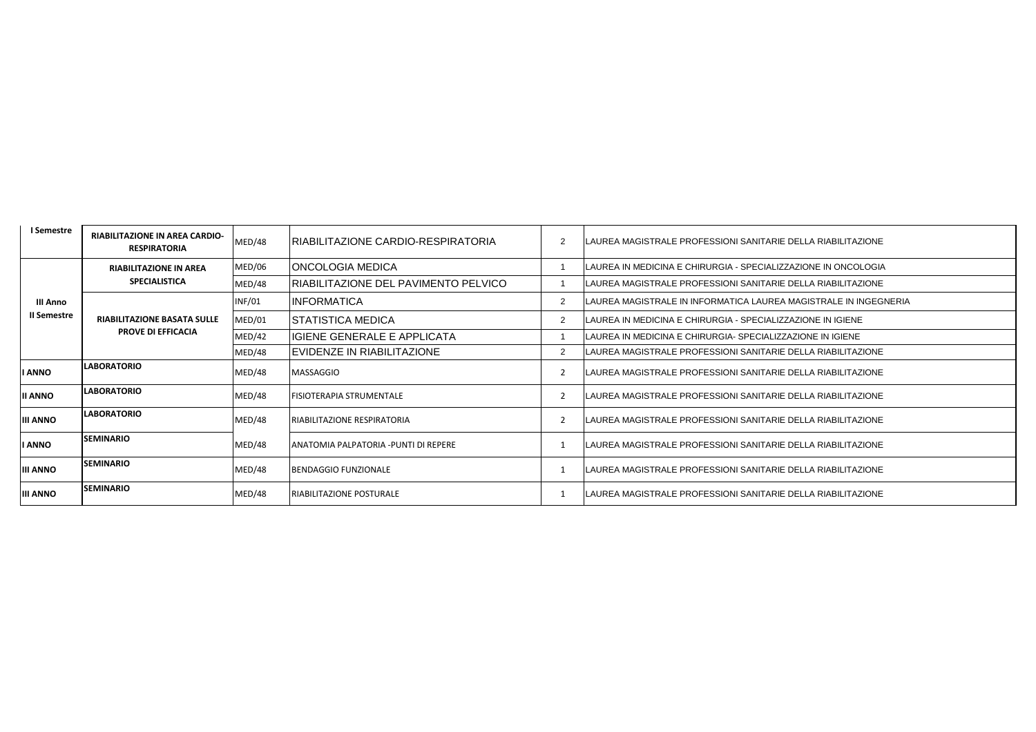| | | | | | |
|---|---|---|---|---|---|
| I Semestre | **RIABILITAZIONE IN AREA CARDIO-RESPIRATORIA** | MED/48 | RIABILITAZIONE CARDIO-RESPIRATORIA | 2 | LAUREA MAGISTRALE PROFESSIONI SANITARIE DELLA RIABILITAZIONE |
| **III Anno II Semestre** | **RIABILITAZIONE IN AREA SPECIALISTICA** | MED/06 | ONCOLOGIA MEDICA | 1 | LAUREA IN MEDICINA E CHIRURGIA - SPECIALIZZAZIONE IN ONCOLOGIA |
| | | MED/48 | RIABILITAZIONE DEL PAVIMENTO PELVICO | 1 | LAUREA MAGISTRALE PROFESSIONI SANITARIE DELLA RIABILITAZIONE |
| | **RIABILITAZIONE BASATA SULLE PROVE DI EFFICACIA** | INF/01 | INFORMATICA | 2 | LAUREA MAGISTRALE IN INFORMATICA LAUREA MAGISTRALE IN INGEGNERIA |
| | | MED/01 | STATISTICA MEDICA | 2 | LAUREA IN MEDICINA E CHIRURGIA - SPECIALIZZAZIONE IN IGIENE |
| | | MED/42 | IGIENE GENERALE E APPLICATA | 1 | LAUREA IN MEDICINA E CHIRURGIA- SPECIALIZZAZIONE IN IGIENE |
| | | MED/48 | EVIDENZE IN RIABILITAZIONE | 2 | LAUREA MAGISTRALE PROFESSIONI SANITARIE DELLA RIABILITAZIONE |
| **I ANNO** | **LABORATORIO** | MED/48 | MASSAGGIO | 2 | LAUREA MAGISTRALE PROFESSIONI SANITARIE DELLA RIABILITAZIONE |
| **II ANNO** | **LABORATORIO** | MED/48 | FISIOTERAPIA STRUMENTALE | 2 | LAUREA MAGISTRALE PROFESSIONI SANITARIE DELLA RIABILITAZIONE |
| **III ANNO** | **LABORATORIO** | MED/48 | RIABILITAZIONE RESPIRATORIA | 2 | LAUREA MAGISTRALE PROFESSIONI SANITARIE DELLA RIABILITAZIONE |
| **I ANNO** | **SEMINARIO** | MED/48 | ANATOMIA PALPATORIA -PUNTI DI REPERE | 1 | LAUREA MAGISTRALE PROFESSIONI SANITARIE DELLA RIABILITAZIONE |
| **III ANNO** | **SEMINARIO** | MED/48 | BENDAGGIO FUNZIONALE | 1 | LAUREA MAGISTRALE PROFESSIONI SANITARIE DELLA RIABILITAZIONE |
| **III ANNO** | **SEMINARIO** | MED/48 | RIABILITAZIONE POSTURALE | 1 | LAUREA MAGISTRALE PROFESSIONI SANITARIE DELLA RIABILITAZIONE |